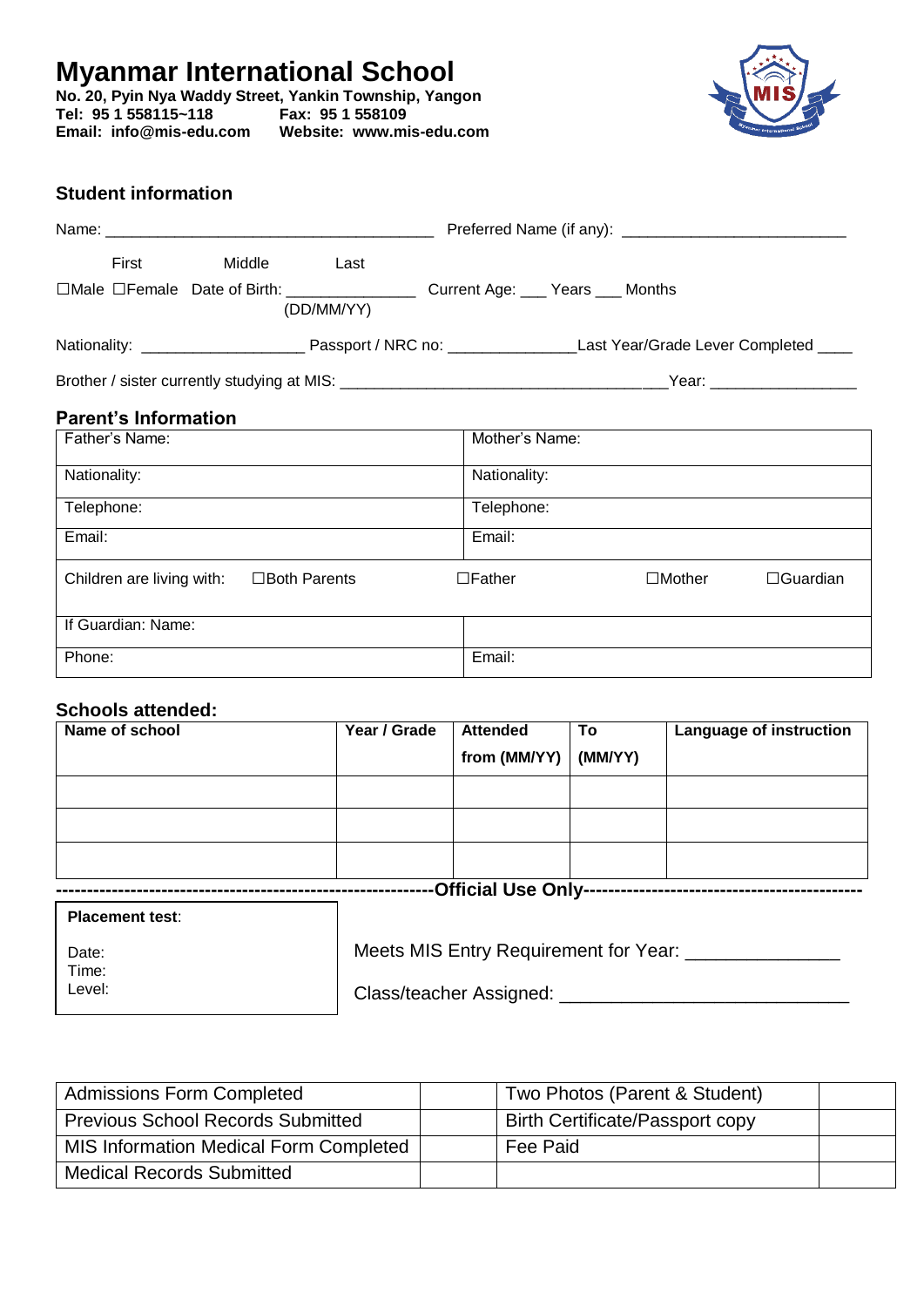# Myanmar International School

**No. 20, Pyin Nya Waddy Street, Yankin Township, Yangon**
**Tel: 95 1 558115~118 Fax: 95 1 558109**
**Email: info@mis-edu.com Website: www.mis-edu.com**

## Student information

Name: _______________________________________ Preferred Name (if any): ___________________________

First Middle Last

☐Male ☐Female Date of Birth: _______________ (DD/MM/YY) Current Age: ___ Years ___ Months

Nationality: ___________________ Passport / NRC no: _______________Last Year/Grade Lever Completed ____

Brother / sister currently studying at MIS: ______________________________________Year: _________________

## Parent's Information

| Father's Name: | Mother's Name: | | |
|---|---|---|---|
| Nationality: | Nationality: | | |
| Telephone: | Telephone: | | |
| Email: | Email: | | |
| Children are living with: ☐Both Parents | ☐Father | ☐Mother | ☐Guardian |
| If Guardian: Name: | | | |
| Phone: | Email: | | |

## Schools attended:

| Name of school | Year / Grade | Attended from (MM/YY) | To (MM/YY) | Language of instruction |
|---|---|---|---|---|
| | | | | |
| | | | | |
| | | | | |

------------------------------------------------------------**Official Use Only**--------------------------------------------

| **Placement test**:<br>Date:<br>Time:<br>Level: | Meets MIS Entry Requirement for Year: _______________<br>Class/teacher Assigned: ____________________________ |
|---|---|

| Admissions Form Completed | | Two Photos (Parent & Student) | |
|---|---|---|---|
| Previous School Records Submitted | | Birth Certificate/Passport copy | |
| MIS Information Medical Form Completed | | Fee Paid | |
| Medical Records Submitted | | | |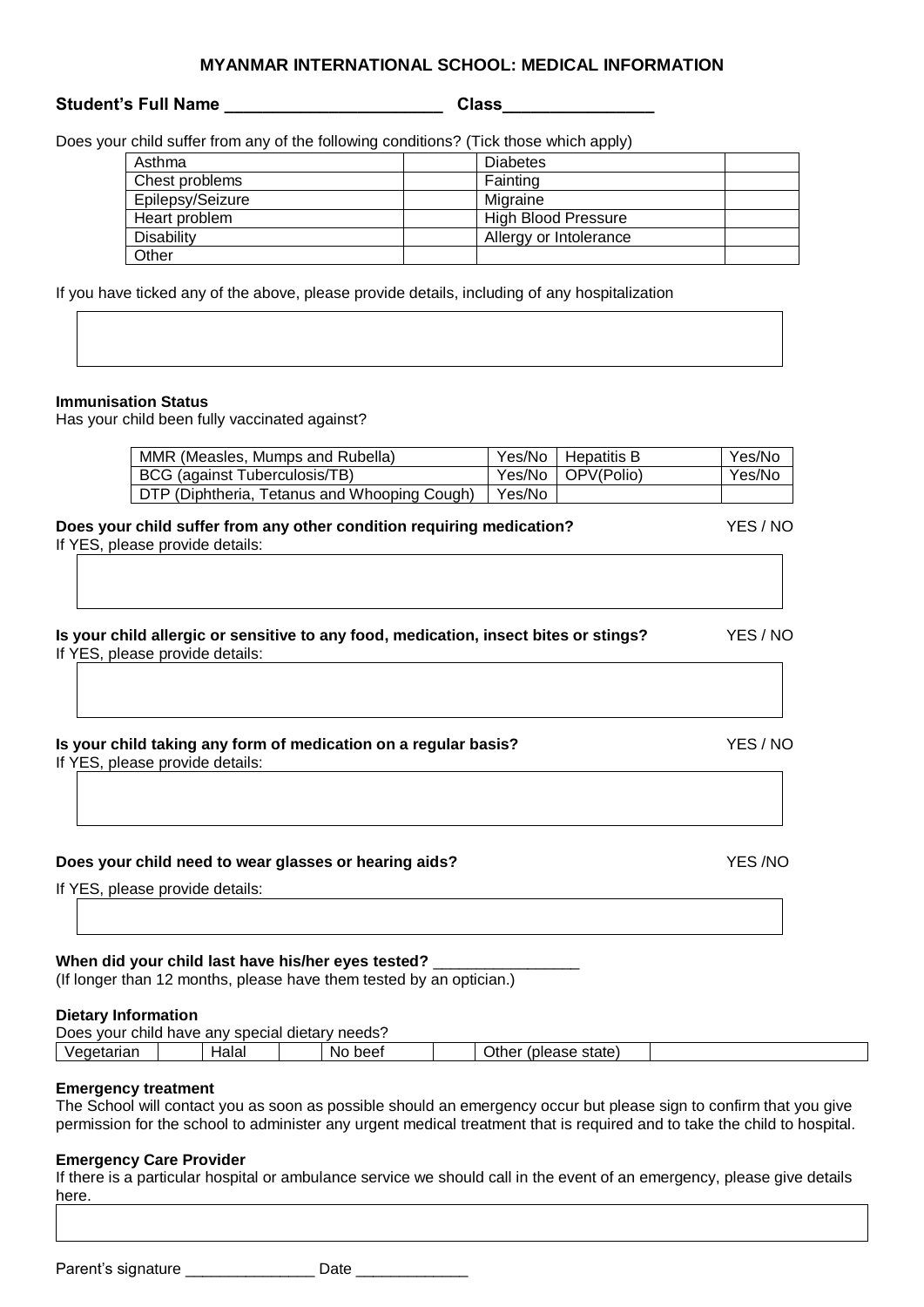# MYANMAR INTERNATIONAL SCHOOL: MEDICAL INFORMATION

**Student's Full Name** ______________________ **Class**________________

Does your child suffer from any of the following conditions? (Tick those which apply)

| | | | |
|---|---|---|---|
| Asthma | | Diabetes | |
| Chest problems | | Fainting | |
| Epilepsy/Seizure | | Migraine | |
| Heart problem | | High Blood Pressure | |
| Disability | | Allergy or Intolerance | |
| Other | | | |

If you have ticked any of the above, please provide details, including of any hospitalization

**Immunisation Status**

Has your child been fully vaccinated against?

| | | | |
|---|---|---|---|
| MMR (Measles, Mumps and Rubella) | Yes/No | Hepatitis B | Yes/No |
| BCG (against Tuberculosis/TB) | Yes/No | OPV(Polio) | Yes/No |
| DTP (Diphtheria, Tetanus and Whooping Cough) | Yes/No | | |

**Does your child suffer from any other condition requiring medication?** YES / NO

If YES, please provide details:

**Is your child allergic or sensitive to any food, medication, insect bites or stings?** YES / NO

If YES, please provide details:

**Is your child taking any form of medication on a regular basis?** YES / NO

If YES, please provide details:

**Does your child need to wear glasses or hearing aids?** YES /NO

If YES, please provide details:

**When did your child last have his/her eyes tested?** ________________

(If longer than 12 months, please have them tested by an optician.)

**Dietary Information**

Does your child have any special dietary needs?

| | | | | | | | |
|---|---|---|---|---|---|---|---|
| Vegetarian | | Halal | | No beef | | Other (please state) | |

**Emergency treatment**

The School will contact you as soon as possible should an emergency occur but please sign to confirm that you give permission for the school to administer any urgent medical treatment that is required and to take the child to hospital.

**Emergency Care Provider**

If there is a particular hospital or ambulance service we should call in the event of an emergency, please give details here.

Parent's signature _______________ Date _____________